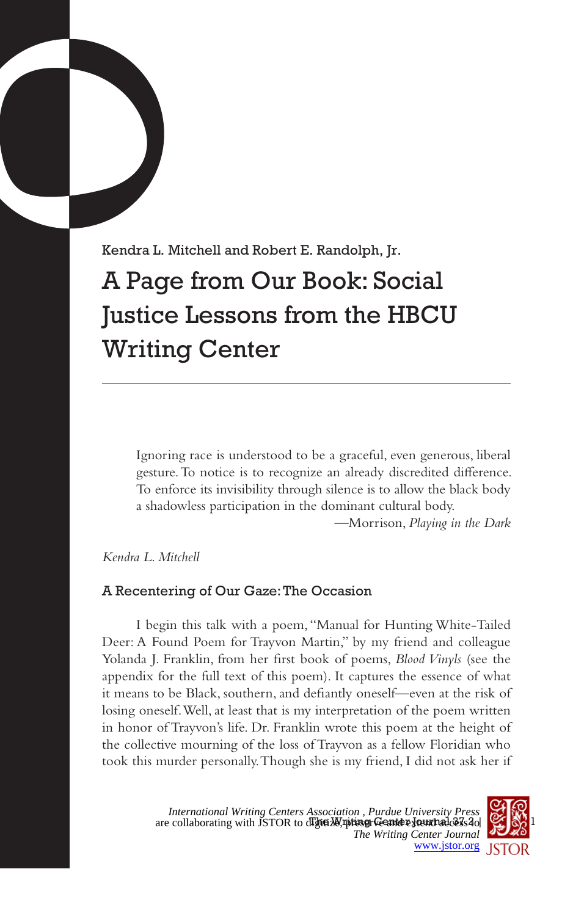Kendra L. Mitchell and Robert E. Randolph, Jr.

# A Page from Our Book: Social Justice Lessons from the HBCU Writing Center

> Ignoring race is understood to be a graceful, even generous, liberal gesture. To notice is to recognize an already discredited difference. To enforce its invisibility through silence is to allow the black body a shadowless participation in the dominant cultural body.
>
> —Morrison, *Playing in the Dark*

*Kendra L. Mitchell*

## A Recentering of Our Gaze: The Occasion

I begin this talk with a poem, "Manual for Hunting White-Tailed Deer: A Found Poem for Trayvon Martin," by my friend and colleague Yolanda J. Franklin, from her first book of poems, *Blood Vinyls* (see the appendix for the full text of this poem). It captures the essence of what it means to be Black, southern, and defiantly oneself—even at the risk of losing oneself. Well, at least that is my interpretation of the poem written in honor of Trayvon's life. Dr. Franklin wrote this poem at the height of the collective mourning of the loss of Trayvon as a fellow Floridian who took this murder personally. Though she is my friend, I did not ask her if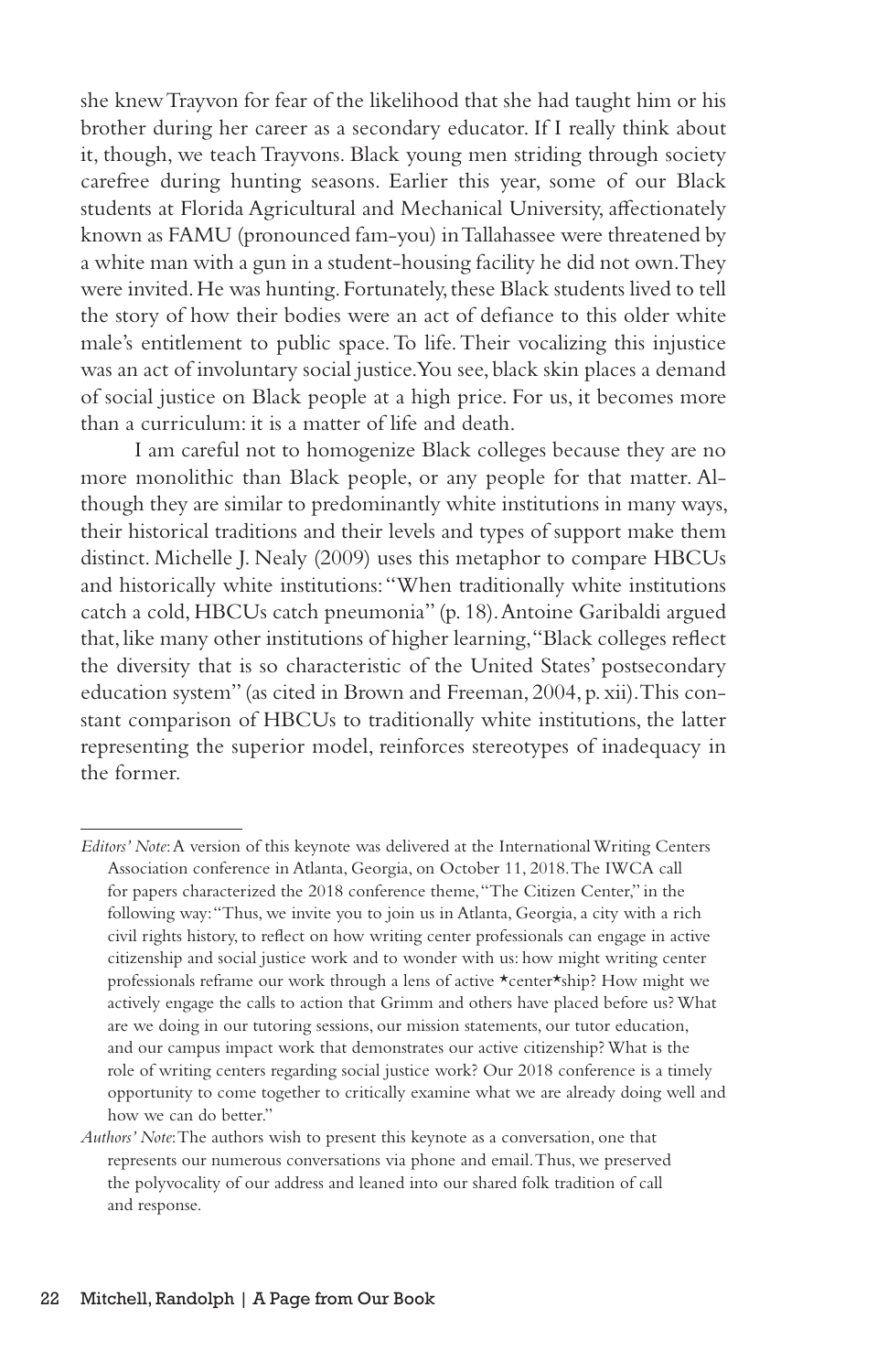she knew Trayvon for fear of the likelihood that she had taught him or his brother during her career as a secondary educator. If I really think about it, though, we teach Trayvons. Black young men striding through society carefree during hunting seasons. Earlier this year, some of our Black students at Florida Agricultural and Mechanical University, affectionately known as FAMU (pronounced fam-you) in Tallahassee were threatened by a white man with a gun in a student-housing facility he did not own. They were invited. He was hunting. Fortunately, these Black students lived to tell the story of how their bodies were an act of defiance to this older white male's entitlement to public space. To life. Their vocalizing this injustice was an act of involuntary social justice. You see, black skin places a demand of social justice on Black people at a high price. For us, it becomes more than a curriculum: it is a matter of life and death.

I am careful not to homogenize Black colleges because they are no more monolithic than Black people, or any people for that matter. Although they are similar to predominantly white institutions in many ways, their historical traditions and their levels and types of support make them distinct. Michelle J. Nealy (2009) uses this metaphor to compare HBCUs and historically white institutions: "When traditionally white institutions catch a cold, HBCUs catch pneumonia" (p. 18). Antoine Garibaldi argued that, like many other institutions of higher learning, "Black colleges reflect the diversity that is so characteristic of the United States' postsecondary education system" (as cited in Brown and Freeman, 2004, p. xii). This constant comparison of HBCUs to traditionally white institutions, the latter representing the superior model, reinforces stereotypes of inadequacy in the former.

---

*Editors' Note*: A version of this keynote was delivered at the International Writing Centers Association conference in Atlanta, Georgia, on October 11, 2018. The IWCA call for papers characterized the 2018 conference theme, "The Citizen Center," in the following way: "Thus, we invite you to join us in Atlanta, Georgia, a city with a rich civil rights history, to reflect on how writing center professionals can engage in active citizenship and social justice work and to wonder with us: how might writing center professionals reframe our work through a lens of active *center*ship? How might we actively engage the calls to action that Grimm and others have placed before us? What are we doing in our tutoring sessions, our mission statements, our tutor education, and our campus impact work that demonstrates our active citizenship? What is the role of writing centers regarding social justice work? Our 2018 conference is a timely opportunity to come together to critically examine what we are already doing well and how we can do better."

*Authors' Note*: The authors wish to present this keynote as a conversation, one that represents our numerous conversations via phone and email. Thus, we preserved the polyvocality of our address and leaned into our shared folk tradition of call and response.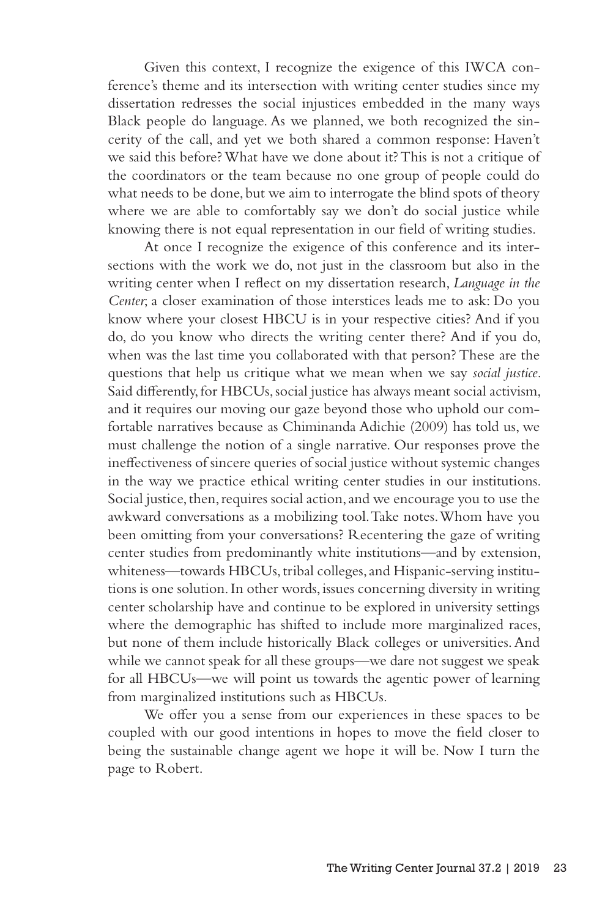Given this context, I recognize the exigence of this IWCA conference's theme and its intersection with writing center studies since my dissertation redresses the social injustices embedded in the many ways Black people do language. As we planned, we both recognized the sincerity of the call, and yet we both shared a common response: Haven't we said this before? What have we done about it? This is not a critique of the coordinators or the team because no one group of people could do what needs to be done, but we aim to interrogate the blind spots of theory where we are able to comfortably say we don't do social justice while knowing there is not equal representation in our field of writing studies.

At once I recognize the exigence of this conference and its intersections with the work we do, not just in the classroom but also in the writing center when I reflect on my dissertation research, *Language in the Center*, a closer examination of those interstices leads me to ask: Do you know where your closest HBCU is in your respective cities? And if you do, do you know who directs the writing center there? And if you do, when was the last time you collaborated with that person? These are the questions that help us critique what we mean when we say *social justice*. Said differently, for HBCUs, social justice has always meant social activism, and it requires our moving our gaze beyond those who uphold our comfortable narratives because as Chiminanda Adichie (2009) has told us, we must challenge the notion of a single narrative. Our responses prove the ineffectiveness of sincere queries of social justice without systemic changes in the way we practice ethical writing center studies in our institutions. Social justice, then, requires social action, and we encourage you to use the awkward conversations as a mobilizing tool. Take notes. Whom have you been omitting from your conversations? Recentering the gaze of writing center studies from predominantly white institutions—and by extension, whiteness—towards HBCUs, tribal colleges, and Hispanic-serving institutions is one solution. In other words, issues concerning diversity in writing center scholarship have and continue to be explored in university settings where the demographic has shifted to include more marginalized races, but none of them include historically Black colleges or universities. And while we cannot speak for all these groups—we dare not suggest we speak for all HBCUs—we will point us towards the agentic power of learning from marginalized institutions such as HBCUs.

We offer you a sense from our experiences in these spaces to be coupled with our good intentions in hopes to move the field closer to being the sustainable change agent we hope it will be. Now I turn the page to Robert.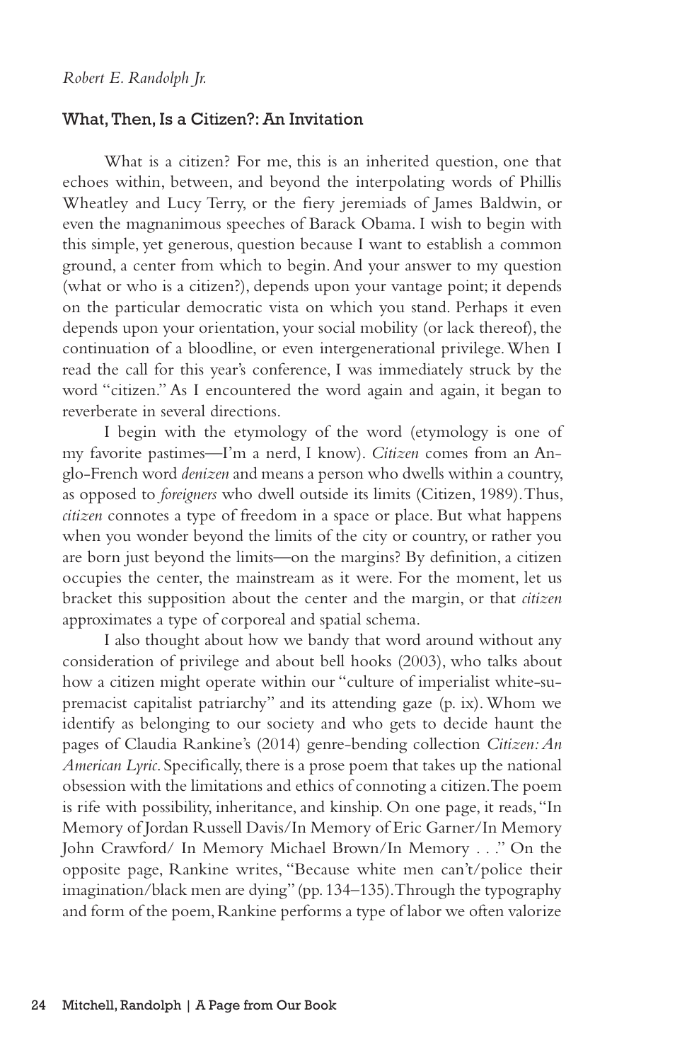*Robert E. Randolph Jr.*

## What, Then, Is a Citizen?: An Invitation

What is a citizen? For me, this is an inherited question, one that echoes within, between, and beyond the interpolating words of Phillis Wheatley and Lucy Terry, or the fiery jeremiads of James Baldwin, or even the magnanimous speeches of Barack Obama. I wish to begin with this simple, yet generous, question because I want to establish a common ground, a center from which to begin. And your answer to my question (what or who is a citizen?), depends upon your vantage point; it depends on the particular democratic vista on which you stand. Perhaps it even depends upon your orientation, your social mobility (or lack thereof), the continuation of a bloodline, or even intergenerational privilege. When I read the call for this year's conference, I was immediately struck by the word "citizen." As I encountered the word again and again, it began to reverberate in several directions.

I begin with the etymology of the word (etymology is one of my favorite pastimes—I'm a nerd, I know). *Citizen* comes from an Anglo-French word *denizen* and means a person who dwells within a country, as opposed to *foreigners* who dwell outside its limits (Citizen, 1989). Thus, *citizen* connotes a type of freedom in a space or place. But what happens when you wonder beyond the limits of the city or country, or rather you are born just beyond the limits—on the margins? By definition, a citizen occupies the center, the mainstream as it were. For the moment, let us bracket this supposition about the center and the margin, or that *citizen* approximates a type of corporeal and spatial schema.

I also thought about how we bandy that word around without any consideration of privilege and about bell hooks (2003), who talks about how a citizen might operate within our "culture of imperialist white-supremacist capitalist patriarchy" and its attending gaze (p. ix). Whom we identify as belonging to our society and who gets to decide haunt the pages of Claudia Rankine's (2014) genre-bending collection *Citizen: An American Lyric*. Specifically, there is a prose poem that takes up the national obsession with the limitations and ethics of connoting a citizen. The poem is rife with possibility, inheritance, and kinship. On one page, it reads, "In Memory of Jordan Russell Davis/In Memory of Eric Garner/In Memory John Crawford/ In Memory Michael Brown/In Memory . . ." On the opposite page, Rankine writes, "Because white men can't/police their imagination/black men are dying" (pp. 134–135). Through the typography and form of the poem, Rankine performs a type of labor we often valorize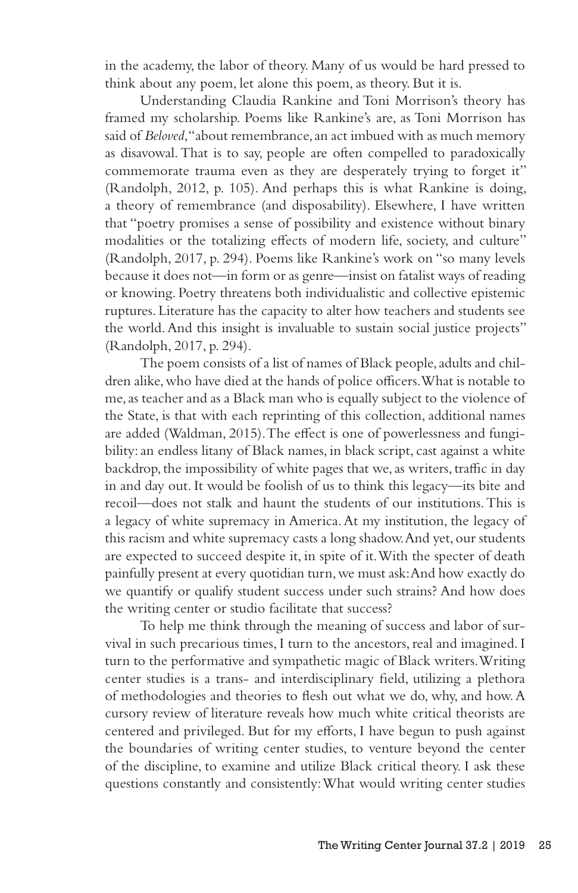in the academy, the labor of theory. Many of us would be hard pressed to think about any poem, let alone this poem, as theory. But it is.

Understanding Claudia Rankine and Toni Morrison's theory has framed my scholarship. Poems like Rankine's are, as Toni Morrison has said of *Beloved*, "about remembrance, an act imbued with as much memory as disavowal. That is to say, people are often compelled to paradoxically commemorate trauma even as they are desperately trying to forget it" (Randolph, 2012, p. 105). And perhaps this is what Rankine is doing, a theory of remembrance (and disposability). Elsewhere, I have written that "poetry promises a sense of possibility and existence without binary modalities or the totalizing effects of modern life, society, and culture" (Randolph, 2017, p. 294). Poems like Rankine's work on "so many levels because it does not—in form or as genre—insist on fatalist ways of reading or knowing. Poetry threatens both individualistic and collective epistemic ruptures. Literature has the capacity to alter how teachers and students see the world. And this insight is invaluable to sustain social justice projects" (Randolph, 2017, p. 294).

The poem consists of a list of names of Black people, adults and children alike, who have died at the hands of police officers. What is notable to me, as teacher and as a Black man who is equally subject to the violence of the State, is that with each reprinting of this collection, additional names are added (Waldman, 2015). The effect is one of powerlessness and fungibility: an endless litany of Black names, in black script, cast against a white backdrop, the impossibility of white pages that we, as writers, traffic in day in and day out. It would be foolish of us to think this legacy—its bite and recoil—does not stalk and haunt the students of our institutions. This is a legacy of white supremacy in America. At my institution, the legacy of this racism and white supremacy casts a long shadow. And yet, our students are expected to succeed despite it, in spite of it. With the specter of death painfully present at every quotidian turn, we must ask: And how exactly do we quantify or qualify student success under such strains? And how does the writing center or studio facilitate that success?

To help me think through the meaning of success and labor of survival in such precarious times, I turn to the ancestors, real and imagined. I turn to the performative and sympathetic magic of Black writers. Writing center studies is a trans- and interdisciplinary field, utilizing a plethora of methodologies and theories to flesh out what we do, why, and how. A cursory review of literature reveals how much white critical theorists are centered and privileged. But for my efforts, I have begun to push against the boundaries of writing center studies, to venture beyond the center of the discipline, to examine and utilize Black critical theory. I ask these questions constantly and consistently: What would writing center studies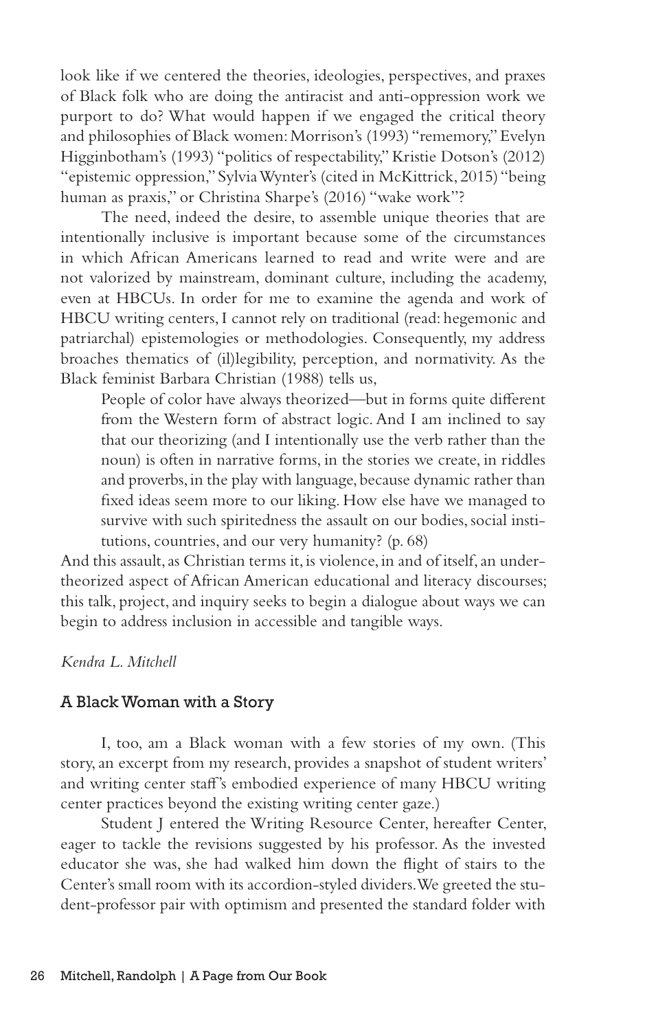look like if we centered the theories, ideologies, perspectives, and praxes of Black folk who are doing the antiracist and anti-oppression work we purport to do? What would happen if we engaged the critical theory and philosophies of Black women: Morrison's (1993) "rememory," Evelyn Higginbotham's (1993) "politics of respectability," Kristie Dotson's (2012) "epistemic oppression," Sylvia Wynter's (cited in McKittrick, 2015) "being human as praxis," or Christina Sharpe's (2016) "wake work"?

The need, indeed the desire, to assemble unique theories that are intentionally inclusive is important because some of the circumstances in which African Americans learned to read and write were and are not valorized by mainstream, dominant culture, including the academy, even at HBCUs. In order for me to examine the agenda and work of HBCU writing centers, I cannot rely on traditional (read: hegemonic and patriarchal) epistemologies or methodologies. Consequently, my address broaches thematics of (il)legibility, perception, and normativity. As the Black feminist Barbara Christian (1988) tells us,

> People of color have always theorized—but in forms quite different from the Western form of abstract logic. And I am inclined to say that our theorizing (and I intentionally use the verb rather than the noun) is often in narrative forms, in the stories we create, in riddles and proverbs, in the play with language, because dynamic rather than fixed ideas seem more to our liking. How else have we managed to survive with such spiritedness the assault on our bodies, social institutions, countries, and our very humanity? (p. 68)

And this assault, as Christian terms it, is violence, in and of itself, an undertheorized aspect of African American educational and literacy discourses; this talk, project, and inquiry seeks to begin a dialogue about ways we can begin to address inclusion in accessible and tangible ways.

*Kendra L. Mitchell*

## A Black Woman with a Story

I, too, am a Black woman with a few stories of my own. (This story, an excerpt from my research, provides a snapshot of student writers' and writing center staff's embodied experience of many HBCU writing center practices beyond the existing writing center gaze.)

Student J entered the Writing Resource Center, hereafter Center, eager to tackle the revisions suggested by his professor. As the invested educator she was, she had walked him down the flight of stairs to the Center's small room with its accordion-styled dividers. We greeted the student-professor pair with optimism and presented the standard folder with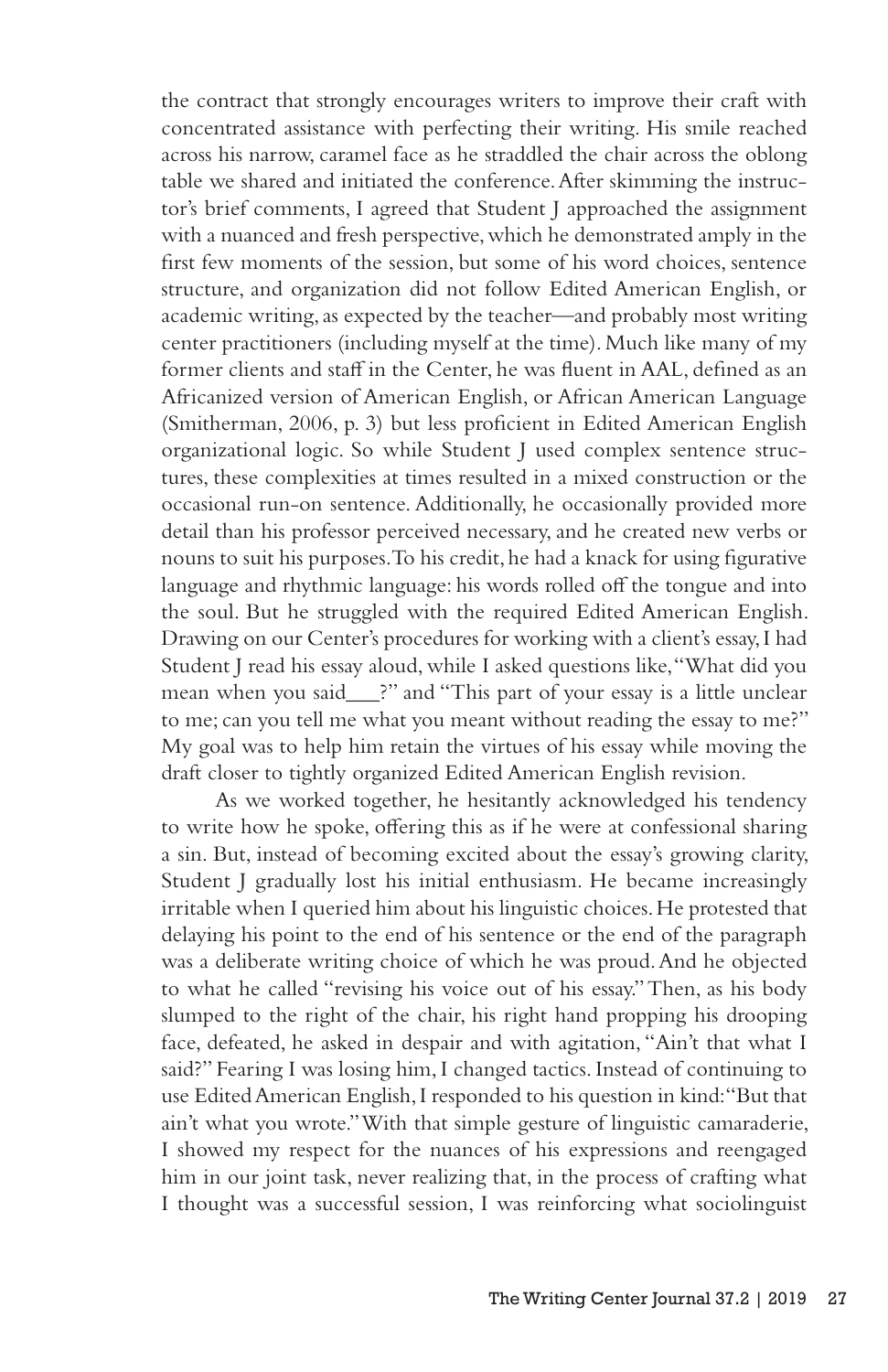the contract that strongly encourages writers to improve their craft with concentrated assistance with perfecting their writing. His smile reached across his narrow, caramel face as he straddled the chair across the oblong table we shared and initiated the conference. After skimming the instructor's brief comments, I agreed that Student J approached the assignment with a nuanced and fresh perspective, which he demonstrated amply in the first few moments of the session, but some of his word choices, sentence structure, and organization did not follow Edited American English, or academic writing, as expected by the teacher—and probably most writing center practitioners (including myself at the time). Much like many of my former clients and staff in the Center, he was fluent in AAL, defined as an Africanized version of American English, or African American Language (Smitherman, 2006, p. 3) but less proficient in Edited American English organizational logic. So while Student J used complex sentence structures, these complexities at times resulted in a mixed construction or the occasional run-on sentence. Additionally, he occasionally provided more detail than his professor perceived necessary, and he created new verbs or nouns to suit his purposes. To his credit, he had a knack for using figurative language and rhythmic language: his words rolled off the tongue and into the soul. But he struggled with the required Edited American English. Drawing on our Center's procedures for working with a client's essay, I had Student J read his essay aloud, while I asked questions like, "What did you mean when you said___?" and "This part of your essay is a little unclear to me; can you tell me what you meant without reading the essay to me?" My goal was to help him retain the virtues of his essay while moving the draft closer to tightly organized Edited American English revision.

As we worked together, he hesitantly acknowledged his tendency to write how he spoke, offering this as if he were at confessional sharing a sin. But, instead of becoming excited about the essay's growing clarity, Student J gradually lost his initial enthusiasm. He became increasingly irritable when I queried him about his linguistic choices. He protested that delaying his point to the end of his sentence or the end of the paragraph was a deliberate writing choice of which he was proud. And he objected to what he called "revising his voice out of his essay." Then, as his body slumped to the right of the chair, his right hand propping his drooping face, defeated, he asked in despair and with agitation, "Ain't that what I said?" Fearing I was losing him, I changed tactics. Instead of continuing to use Edited American English, I responded to his question in kind: "But that ain't what you wrote." With that simple gesture of linguistic camaraderie, I showed my respect for the nuances of his expressions and reengaged him in our joint task, never realizing that, in the process of crafting what I thought was a successful session, I was reinforcing what sociolinguist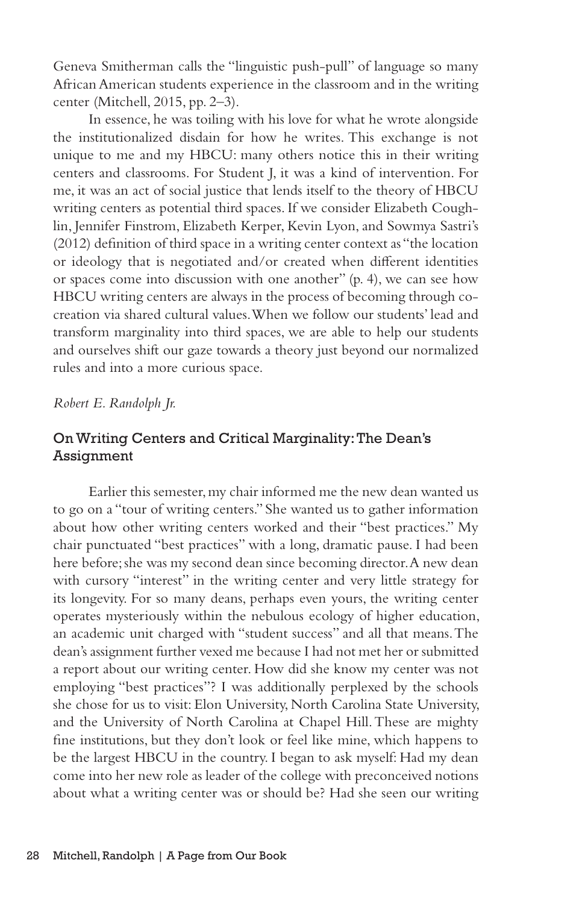Geneva Smitherman calls the "linguistic push-pull" of language so many African American students experience in the classroom and in the writing center (Mitchell, 2015, pp. 2–3).

In essence, he was toiling with his love for what he wrote alongside the institutionalized disdain for how he writes. This exchange is not unique to me and my HBCU: many others notice this in their writing centers and classrooms. For Student J, it was a kind of intervention. For me, it was an act of social justice that lends itself to the theory of HBCU writing centers as potential third spaces. If we consider Elizabeth Coughlin, Jennifer Finstrom, Elizabeth Kerper, Kevin Lyon, and Sowmya Sastri's (2012) definition of third space in a writing center context as "the location or ideology that is negotiated and/or created when different identities or spaces come into discussion with one another" (p. 4), we can see how HBCU writing centers are always in the process of becoming through co-creation via shared cultural values. When we follow our students' lead and transform marginality into third spaces, we are able to help our students and ourselves shift our gaze towards a theory just beyond our normalized rules and into a more curious space.

*Robert E. Randolph Jr.*

## On Writing Centers and Critical Marginality: The Dean's Assignment

Earlier this semester, my chair informed me the new dean wanted us to go on a "tour of writing centers." She wanted us to gather information about how other writing centers worked and their "best practices." My chair punctuated "best practices" with a long, dramatic pause. I had been here before; she was my second dean since becoming director. A new dean with cursory "interest" in the writing center and very little strategy for its longevity. For so many deans, perhaps even yours, the writing center operates mysteriously within the nebulous ecology of higher education, an academic unit charged with "student success" and all that means. The dean's assignment further vexed me because I had not met her or submitted a report about our writing center. How did she know my center was not employing "best practices"? I was additionally perplexed by the schools she chose for us to visit: Elon University, North Carolina State University, and the University of North Carolina at Chapel Hill. These are mighty fine institutions, but they don't look or feel like mine, which happens to be the largest HBCU in the country. I began to ask myself: Had my dean come into her new role as leader of the college with preconceived notions about what a writing center was or should be? Had she seen our writing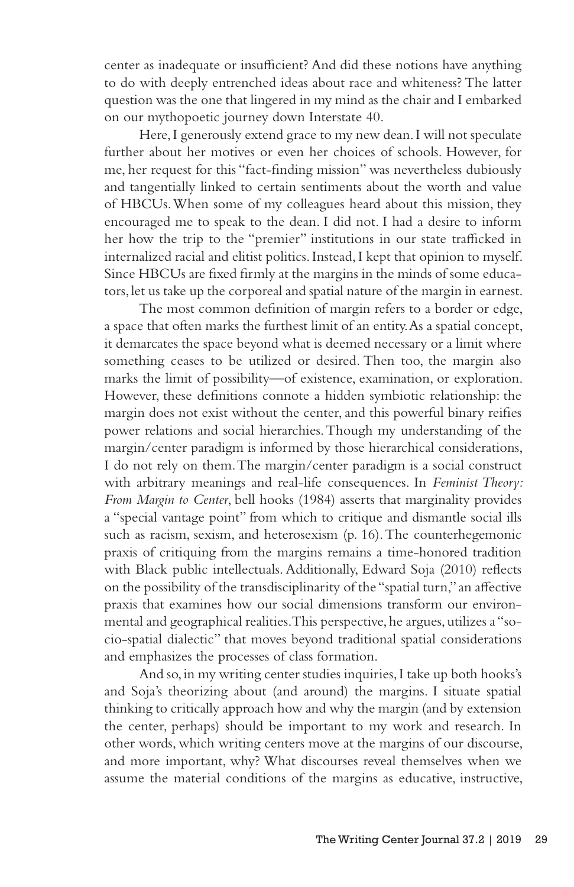center as inadequate or insufficient? And did these notions have anything to do with deeply entrenched ideas about race and whiteness? The latter question was the one that lingered in my mind as the chair and I embarked on our mythopoetic journey down Interstate 40.

Here, I generously extend grace to my new dean. I will not speculate further about her motives or even her choices of schools. However, for me, her request for this "fact-finding mission" was nevertheless dubiously and tangentially linked to certain sentiments about the worth and value of HBCUs. When some of my colleagues heard about this mission, they encouraged me to speak to the dean. I did not. I had a desire to inform her how the trip to the "premier" institutions in our state trafficked in internalized racial and elitist politics. Instead, I kept that opinion to myself. Since HBCUs are fixed firmly at the margins in the minds of some educators, let us take up the corporeal and spatial nature of the margin in earnest.

The most common definition of margin refers to a border or edge, a space that often marks the furthest limit of an entity. As a spatial concept, it demarcates the space beyond what is deemed necessary or a limit where something ceases to be utilized or desired. Then too, the margin also marks the limit of possibility—of existence, examination, or exploration. However, these definitions connote a hidden symbiotic relationship: the margin does not exist without the center, and this powerful binary reifies power relations and social hierarchies. Though my understanding of the margin/center paradigm is informed by those hierarchical considerations, I do not rely on them. The margin/center paradigm is a social construct with arbitrary meanings and real-life consequences. In *Feminist Theory: From Margin to Center*, bell hooks (1984) asserts that marginality provides a "special vantage point" from which to critique and dismantle social ills such as racism, sexism, and heterosexism (p. 16). The counterhegemonic praxis of critiquing from the margins remains a time-honored tradition with Black public intellectuals. Additionally, Edward Soja (2010) reflects on the possibility of the transdisciplinarity of the "spatial turn," an affective praxis that examines how our social dimensions transform our environmental and geographical realities. This perspective, he argues, utilizes a "socio-spatial dialectic" that moves beyond traditional spatial considerations and emphasizes the processes of class formation.

And so, in my writing center studies inquiries, I take up both hooks's and Soja's theorizing about (and around) the margins. I situate spatial thinking to critically approach how and why the margin (and by extension the center, perhaps) should be important to my work and research. In other words, which writing centers move at the margins of our discourse, and more important, why? What discourses reveal themselves when we assume the material conditions of the margins as educative, instructive,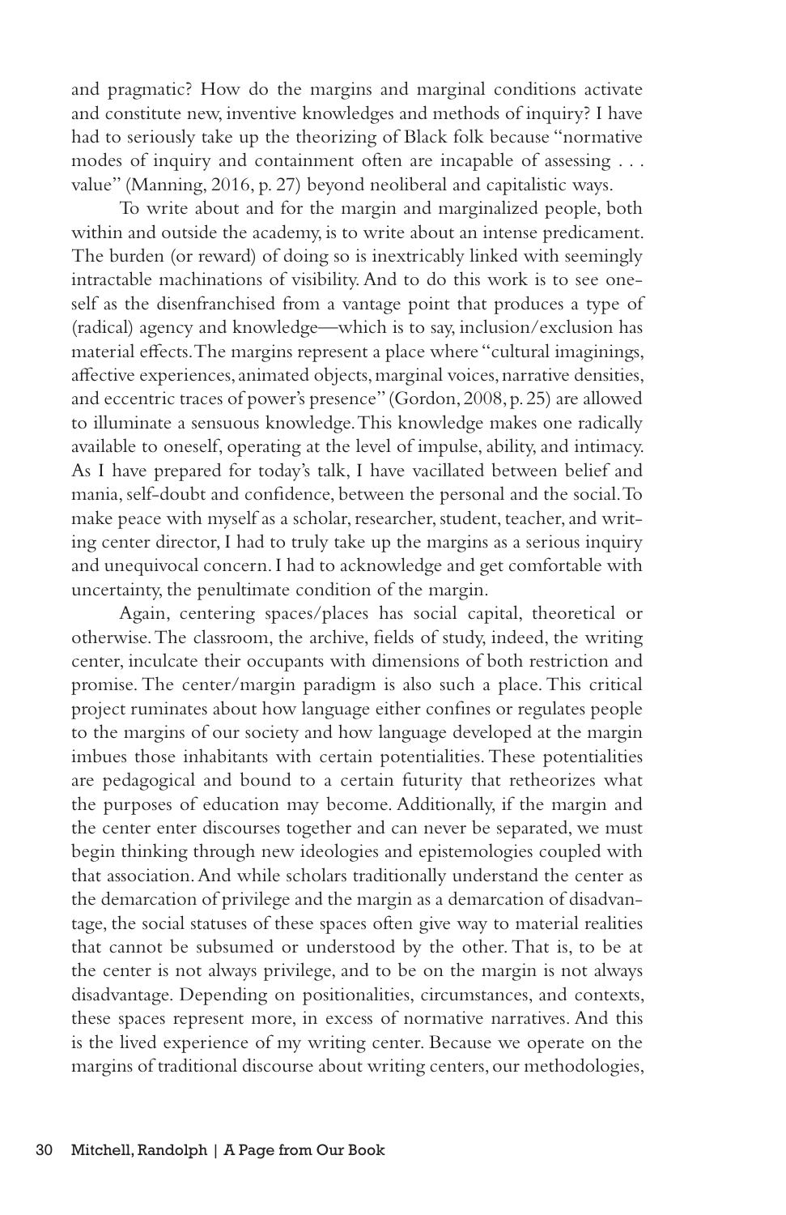and pragmatic? How do the margins and marginal conditions activate and constitute new, inventive knowledges and methods of inquiry? I have had to seriously take up the theorizing of Black folk because "normative modes of inquiry and containment often are incapable of assessing . . . value" (Manning, 2016, p. 27) beyond neoliberal and capitalistic ways.

To write about and for the margin and marginalized people, both within and outside the academy, is to write about an intense predicament. The burden (or reward) of doing so is inextricably linked with seemingly intractable machinations of visibility. And to do this work is to see oneself as the disenfranchised from a vantage point that produces a type of (radical) agency and knowledge—which is to say, inclusion/exclusion has material effects. The margins represent a place where "cultural imaginings, affective experiences, animated objects, marginal voices, narrative densities, and eccentric traces of power's presence" (Gordon, 2008, p. 25) are allowed to illuminate a sensuous knowledge. This knowledge makes one radically available to oneself, operating at the level of impulse, ability, and intimacy. As I have prepared for today's talk, I have vacillated between belief and mania, self-doubt and confidence, between the personal and the social. To make peace with myself as a scholar, researcher, student, teacher, and writing center director, I had to truly take up the margins as a serious inquiry and unequivocal concern. I had to acknowledge and get comfortable with uncertainty, the penultimate condition of the margin.

Again, centering spaces/places has social capital, theoretical or otherwise. The classroom, the archive, fields of study, indeed, the writing center, inculcate their occupants with dimensions of both restriction and promise. The center/margin paradigm is also such a place. This critical project ruminates about how language either confines or regulates people to the margins of our society and how language developed at the margin imbues those inhabitants with certain potentialities. These potentialities are pedagogical and bound to a certain futurity that retheorizes what the purposes of education may become. Additionally, if the margin and the center enter discourses together and can never be separated, we must begin thinking through new ideologies and epistemologies coupled with that association. And while scholars traditionally understand the center as the demarcation of privilege and the margin as a demarcation of disadvantage, the social statuses of these spaces often give way to material realities that cannot be subsumed or understood by the other. That is, to be at the center is not always privilege, and to be on the margin is not always disadvantage. Depending on positionalities, circumstances, and contexts, these spaces represent more, in excess of normative narratives. And this is the lived experience of my writing center. Because we operate on the margins of traditional discourse about writing centers, our methodologies,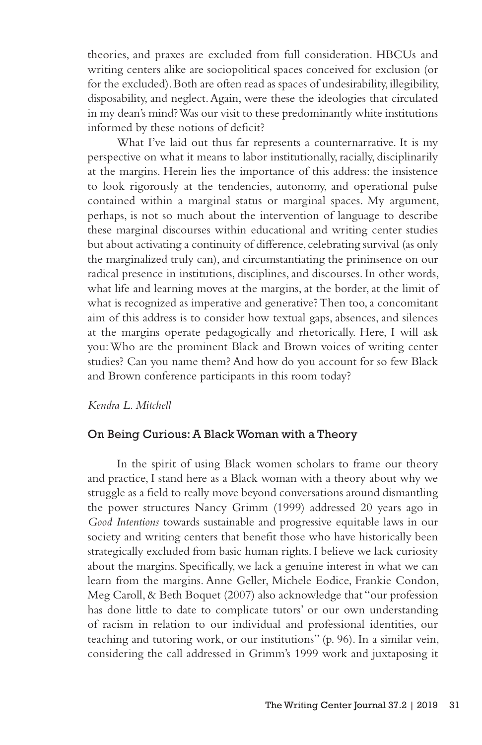theories, and praxes are excluded from full consideration. HBCUs and writing centers alike are sociopolitical spaces conceived for exclusion (or for the excluded). Both are often read as spaces of undesirability, illegibility, disposability, and neglect. Again, were these the ideologies that circulated in my dean's mind? Was our visit to these predominantly white institutions informed by these notions of deficit?

What I've laid out thus far represents a counternarrative. It is my perspective on what it means to labor institutionally, racially, disciplinarily at the margins. Herein lies the importance of this address: the insistence to look rigorously at the tendencies, autonomy, and operational pulse contained within a marginal status or marginal spaces. My argument, perhaps, is not so much about the intervention of language to describe these marginal discourses within educational and writing center studies but about activating a continuity of difference, celebrating survival (as only the marginalized truly can), and circumstantiating the prininsence on our radical presence in institutions, disciplines, and discourses. In other words, what life and learning moves at the margins, at the border, at the limit of what is recognized as imperative and generative? Then too, a concomitant aim of this address is to consider how textual gaps, absences, and silences at the margins operate pedagogically and rhetorically. Here, I will ask you: Who are the prominent Black and Brown voices of writing center studies? Can you name them? And how do you account for so few Black and Brown conference participants in this room today?

*Kendra L. Mitchell*

## On Being Curious: A Black Woman with a Theory

In the spirit of using Black women scholars to frame our theory and practice, I stand here as a Black woman with a theory about why we struggle as a field to really move beyond conversations around dismantling the power structures Nancy Grimm (1999) addressed 20 years ago in *Good Intentions* towards sustainable and progressive equitable laws in our society and writing centers that benefit those who have historically been strategically excluded from basic human rights. I believe we lack curiosity about the margins. Specifically, we lack a genuine interest in what we can learn from the margins. Anne Geller, Michele Eodice, Frankie Condon, Meg Caroll, & Beth Boquet (2007) also acknowledge that "our profession has done little to date to complicate tutors' or our own understanding of racism in relation to our individual and professional identities, our teaching and tutoring work, or our institutions" (p. 96). In a similar vein, considering the call addressed in Grimm's 1999 work and juxtaposing it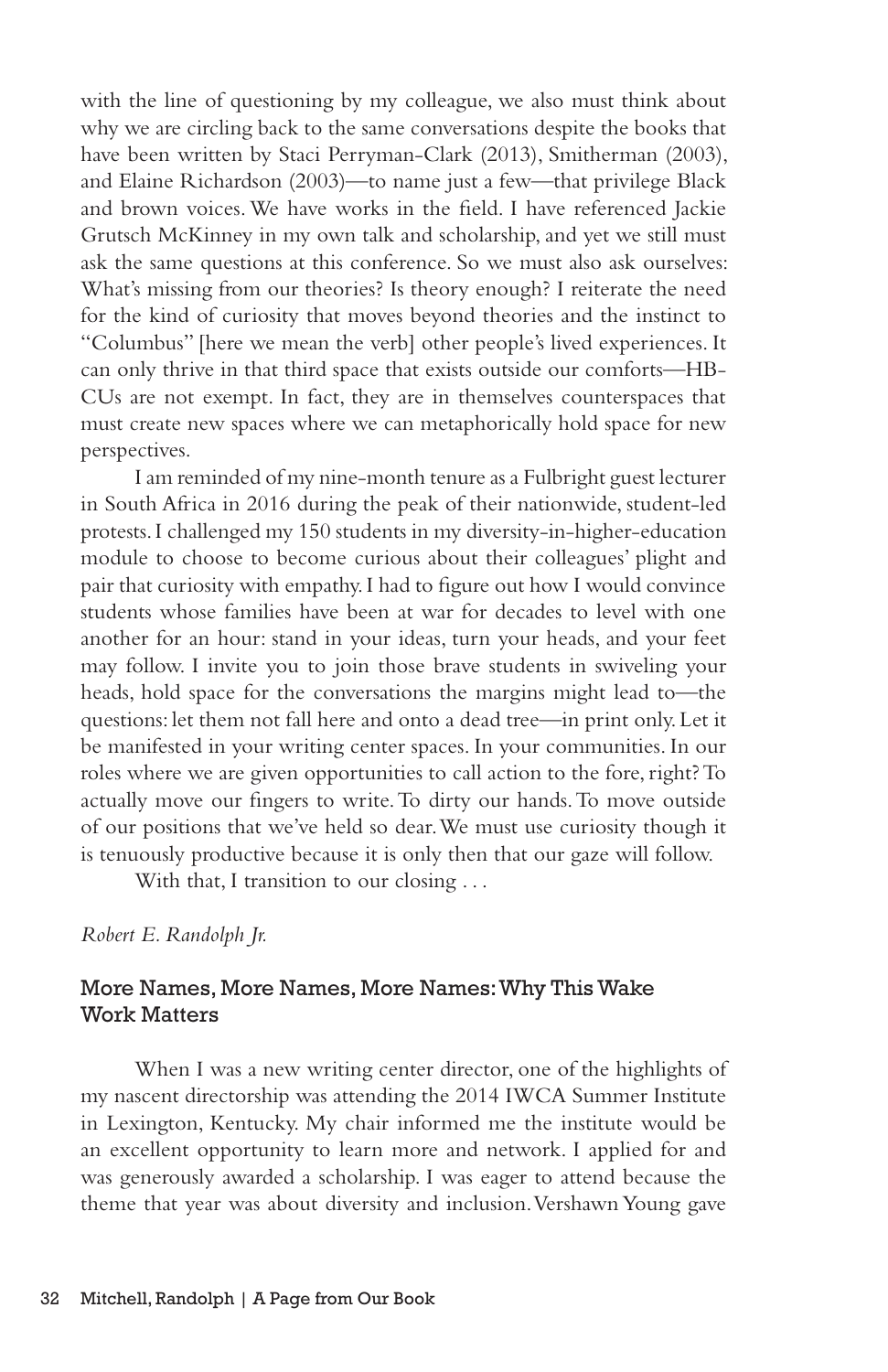with the line of questioning by my colleague, we also must think about why we are circling back to the same conversations despite the books that have been written by Staci Perryman-Clark (2013), Smitherman (2003), and Elaine Richardson (2003)—to name just a few—that privilege Black and brown voices. We have works in the field. I have referenced Jackie Grutsch McKinney in my own talk and scholarship, and yet we still must ask the same questions at this conference. So we must also ask ourselves: What's missing from our theories? Is theory enough? I reiterate the need for the kind of curiosity that moves beyond theories and the instinct to "Columbus" [here we mean the verb] other people's lived experiences. It can only thrive in that third space that exists outside our comforts—HBCUs are not exempt. In fact, they are in themselves counterspaces that must create new spaces where we can metaphorically hold space for new perspectives.

I am reminded of my nine-month tenure as a Fulbright guest lecturer in South Africa in 2016 during the peak of their nationwide, student-led protests. I challenged my 150 students in my diversity-in-higher-education module to choose to become curious about their colleagues' plight and pair that curiosity with empathy. I had to figure out how I would convince students whose families have been at war for decades to level with one another for an hour: stand in your ideas, turn your heads, and your feet may follow. I invite you to join those brave students in swiveling your heads, hold space for the conversations the margins might lead to—the questions: let them not fall here and onto a dead tree—in print only. Let it be manifested in your writing center spaces. In your communities. In our roles where we are given opportunities to call action to the fore, right? To actually move our fingers to write. To dirty our hands. To move outside of our positions that we've held so dear. We must use curiosity though it is tenuously productive because it is only then that our gaze will follow.

With that, I transition to our closing . . .

*Robert E. Randolph Jr.*

### More Names, More Names, More Names: Why This Wake Work Matters

When I was a new writing center director, one of the highlights of my nascent directorship was attending the 2014 IWCA Summer Institute in Lexington, Kentucky. My chair informed me the institute would be an excellent opportunity to learn more and network. I applied for and was generously awarded a scholarship. I was eager to attend because the theme that year was about diversity and inclusion. Vershawn Young gave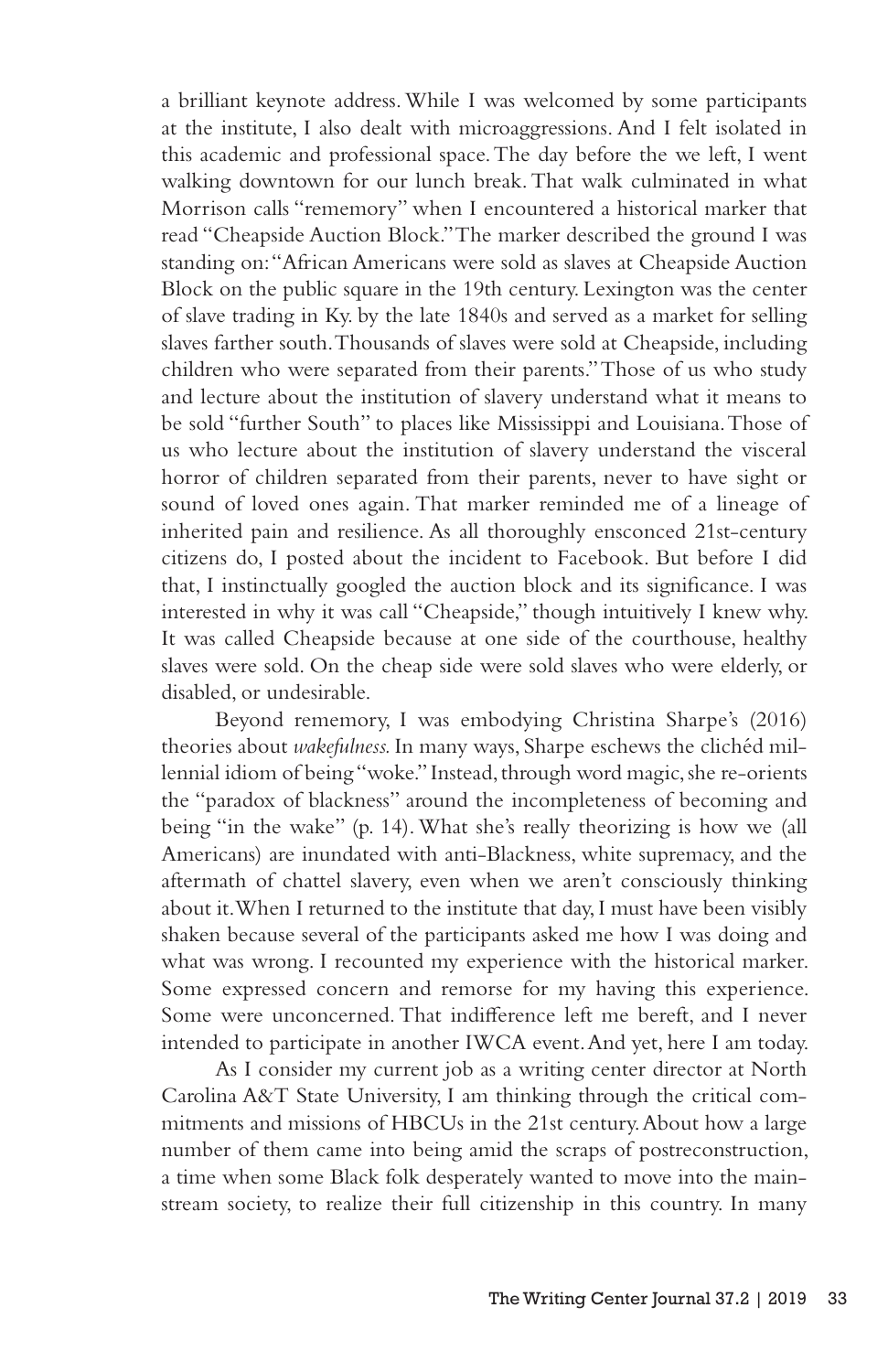a brilliant keynote address. While I was welcomed by some participants at the institute, I also dealt with microaggressions. And I felt isolated in this academic and professional space. The day before the we left, I went walking downtown for our lunch break. That walk culminated in what Morrison calls "rememory" when I encountered a historical marker that read "Cheapside Auction Block." The marker described the ground I was standing on: "African Americans were sold as slaves at Cheapside Auction Block on the public square in the 19th century. Lexington was the center of slave trading in Ky. by the late 1840s and served as a market for selling slaves farther south. Thousands of slaves were sold at Cheapside, including children who were separated from their parents." Those of us who study and lecture about the institution of slavery understand what it means to be sold "further South" to places like Mississippi and Louisiana. Those of us who lecture about the institution of slavery understand the visceral horror of children separated from their parents, never to have sight or sound of loved ones again. That marker reminded me of a lineage of inherited pain and resilience. As all thoroughly ensconced 21st-century citizens do, I posted about the incident to Facebook. But before I did that, I instinctually googled the auction block and its significance. I was interested in why it was call "Cheapside," though intuitively I knew why. It was called Cheapside because at one side of the courthouse, healthy slaves were sold. On the cheap side were sold slaves who were elderly, or disabled, or undesirable.

Beyond rememory, I was embodying Christina Sharpe's (2016) theories about *wakefulness.* In many ways, Sharpe eschews the clichéd millennial idiom of being "woke." Instead, through word magic, she re-orients the "paradox of blackness" around the incompleteness of becoming and being "in the wake" (p. 14). What she's really theorizing is how we (all Americans) are inundated with anti-Blackness, white supremacy, and the aftermath of chattel slavery, even when we aren't consciously thinking about it. When I returned to the institute that day, I must have been visibly shaken because several of the participants asked me how I was doing and what was wrong. I recounted my experience with the historical marker. Some expressed concern and remorse for my having this experience. Some were unconcerned. That indifference left me bereft, and I never intended to participate in another IWCA event. And yet, here I am today.

As I consider my current job as a writing center director at North Carolina A&T State University, I am thinking through the critical commitments and missions of HBCUs in the 21st century. About how a large number of them came into being amid the scraps of postreconstruction, a time when some Black folk desperately wanted to move into the mainstream society, to realize their full citizenship in this country. In many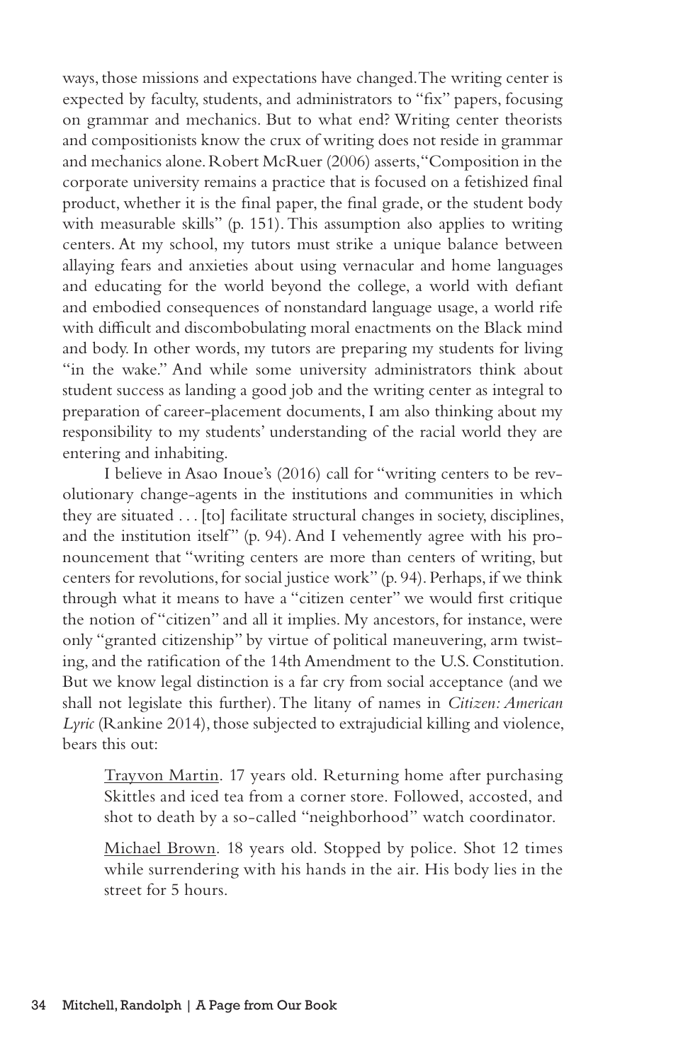ways, those missions and expectations have changed. The writing center is expected by faculty, students, and administrators to "fix" papers, focusing on grammar and mechanics. But to what end? Writing center theorists and compositionists know the crux of writing does not reside in grammar and mechanics alone. Robert McRuer (2006) asserts, "Composition in the corporate university remains a practice that is focused on a fetishized final product, whether it is the final paper, the final grade, or the student body with measurable skills" (p. 151). This assumption also applies to writing centers. At my school, my tutors must strike a unique balance between allaying fears and anxieties about using vernacular and home languages and educating for the world beyond the college, a world with defiant and embodied consequences of nonstandard language usage, a world rife with difficult and discombobulating moral enactments on the Black mind and body. In other words, my tutors are preparing my students for living "in the wake." And while some university administrators think about student success as landing a good job and the writing center as integral to preparation of career-placement documents, I am also thinking about my responsibility to my students' understanding of the racial world they are entering and inhabiting.

I believe in Asao Inoue's (2016) call for "writing centers to be revolutionary change-agents in the institutions and communities in which they are situated . . . [to] facilitate structural changes in society, disciplines, and the institution itself" (p. 94). And I vehemently agree with his pronouncement that "writing centers are more than centers of writing, but centers for revolutions, for social justice work" (p. 94). Perhaps, if we think through what it means to have a "citizen center" we would first critique the notion of "citizen" and all it implies. My ancestors, for instance, were only "granted citizenship" by virtue of political maneuvering, arm twisting, and the ratification of the 14th Amendment to the U.S. Constitution. But we know legal distinction is a far cry from social acceptance (and we shall not legislate this further). The litany of names in *Citizen: American Lyric* (Rankine 2014), those subjected to extrajudicial killing and violence, bears this out:

> <u>Trayvon Martin</u>. 17 years old. Returning home after purchasing Skittles and iced tea from a corner store. Followed, accosted, and shot to death by a so-called "neighborhood" watch coordinator.
>
> <u>Michael Brown</u>. 18 years old. Stopped by police. Shot 12 times while surrendering with his hands in the air. His body lies in the street for 5 hours.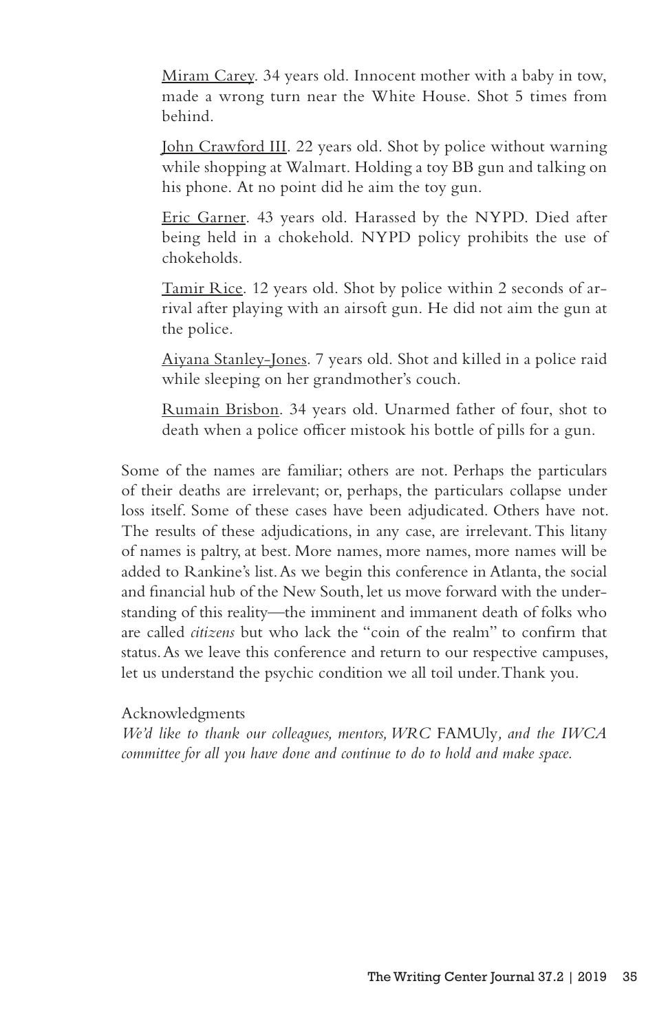Miram Carey. 34 years old. Innocent mother with a baby in tow, made a wrong turn near the White House. Shot 5 times from behind.

John Crawford III. 22 years old. Shot by police without warning while shopping at Walmart. Holding a toy BB gun and talking on his phone. At no point did he aim the toy gun.

Eric Garner. 43 years old. Harassed by the NYPD. Died after being held in a chokehold. NYPD policy prohibits the use of chokeholds.

Tamir Rice. 12 years old. Shot by police within 2 seconds of arrival after playing with an airsoft gun. He did not aim the gun at the police.

Aiyana Stanley-Jones. 7 years old. Shot and killed in a police raid while sleeping on her grandmother's couch.

Rumain Brisbon. 34 years old. Unarmed father of four, shot to death when a police officer mistook his bottle of pills for a gun.

Some of the names are familiar; others are not. Perhaps the particulars of their deaths are irrelevant; or, perhaps, the particulars collapse under loss itself. Some of these cases have been adjudicated. Others have not. The results of these adjudications, in any case, are irrelevant. This litany of names is paltry, at best. More names, more names, more names will be added to Rankine's list. As we begin this conference in Atlanta, the social and financial hub of the New South, let us move forward with the understanding of this reality—the imminent and immanent death of folks who are called *citizens* but who lack the "coin of the realm" to confirm that status. As we leave this conference and return to our respective campuses, let us understand the psychic condition we all toil under. Thank you.

Acknowledgments

*We'd like to thank our colleagues, mentors, WRC* FAMUly*, and the IWCA committee for all you have done and continue to do to hold and make space.*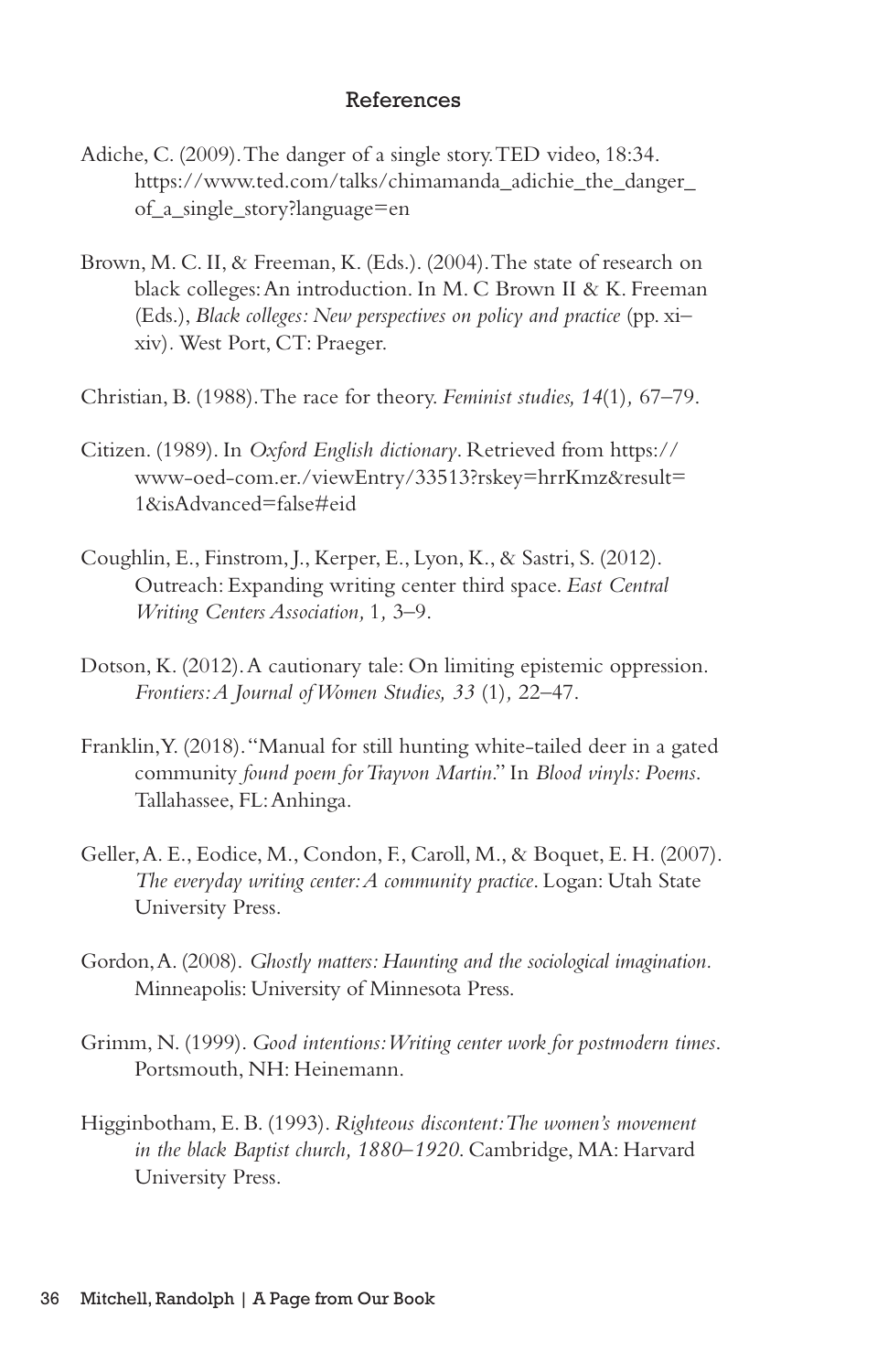## References

Adiche, C. (2009). The danger of a single story. TED video, 18:34. https://www.ted.com/talks/chimamanda_adichie_the_danger_of_a_single_story?language=en

Brown, M. C. II, & Freeman, K. (Eds.). (2004). The state of research on black colleges: An introduction. In M. C Brown II & K. Freeman (Eds.), *Black colleges: New perspectives on policy and practice* (pp. xi–xiv). West Port, CT: Praeger.

Christian, B. (1988). The race for theory. *Feminist studies, 14*(1)*,* 67–79.

Citizen. (1989). In *Oxford English dictionary*. Retrieved from https://www-oed-com.er./viewEntry/33513?rskey=hrrKmz&result=1&isAdvanced=false#eid

Coughlin, E., Finstrom, J., Kerper, E., Lyon, K., & Sastri, S. (2012). Outreach: Expanding writing center third space. *East Central Writing Centers Association,* 1*,* 3–9.

Dotson, K. (2012). A cautionary tale: On limiting epistemic oppression. *Frontiers: A Journal of Women Studies, 33* (1)*,* 22–47.

Franklin, Y. (2018). "Manual for still hunting white-tailed deer in a gated community *found poem for Trayvon Martin*." In *Blood vinyls: Poems*. Tallahassee, FL: Anhinga.

Geller, A. E., Eodice, M., Condon, F., Caroll, M., & Boquet, E. H. (2007). *The everyday writing center: A community practice*. Logan: Utah State University Press.

Gordon, A. (2008). *Ghostly matters: Haunting and the sociological imagination*. Minneapolis: University of Minnesota Press.

Grimm, N. (1999). *Good intentions: Writing center work for postmodern times*. Portsmouth, NH: Heinemann.

Higginbotham, E. B. (1993). *Righteous discontent: The women's movement in the black Baptist church, 1880–1920.* Cambridge, MA: Harvard University Press.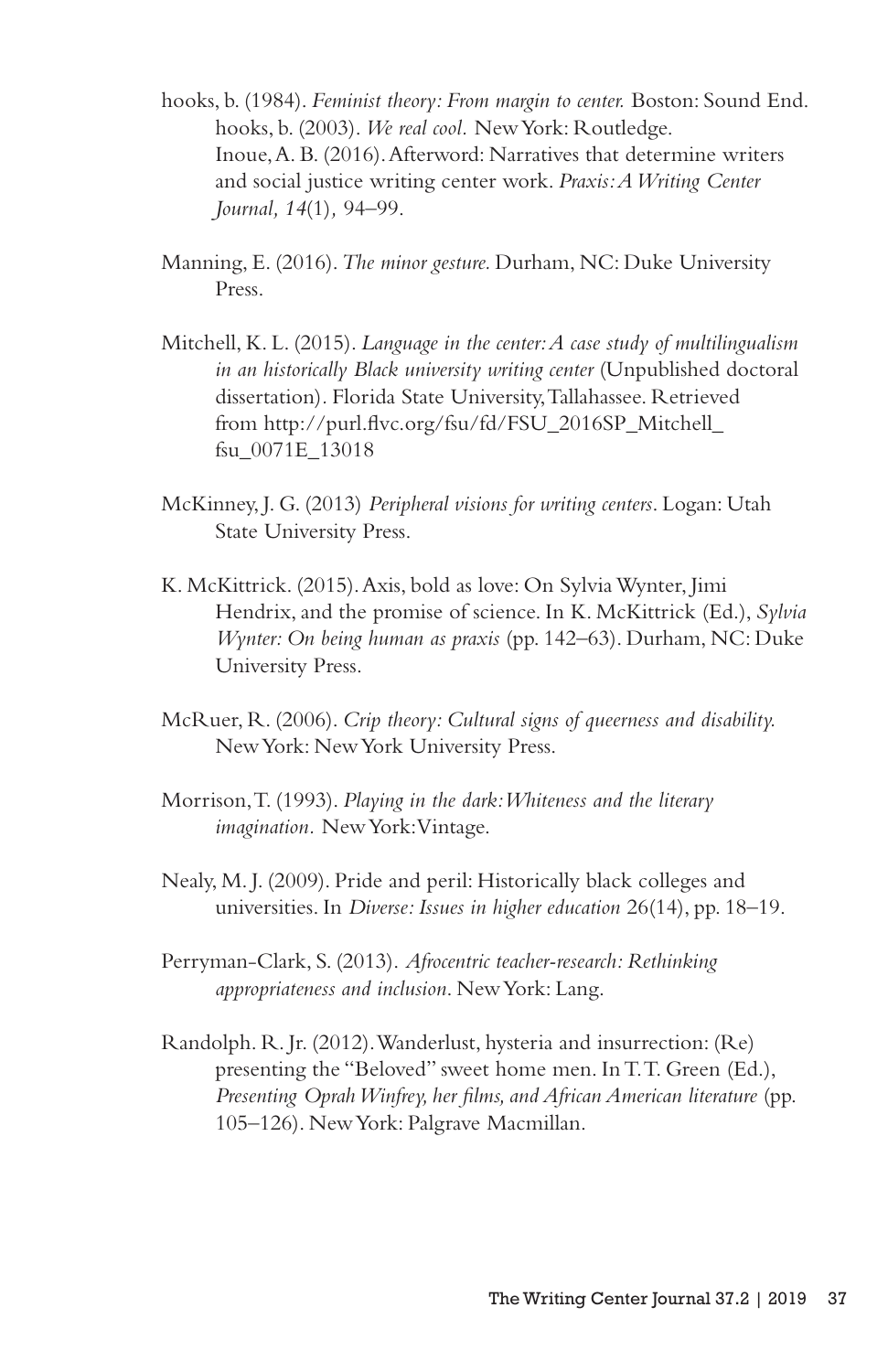hooks, b. (1984). *Feminist theory: From margin to center.* Boston: Sound End.

hooks, b. (2003). *We real cool.* New York: Routledge.

Inoue, A. B. (2016). Afterword: Narratives that determine writers and social justice writing center work. *Praxis: A Writing Center Journal, 14*(1), 94–99.

Manning, E. (2016). *The minor gesture.* Durham, NC: Duke University Press.

Mitchell, K. L. (2015). *Language in the center: A case study of multilingualism in an historically Black university writing center* (Unpublished doctoral dissertation). Florida State University, Tallahassee. Retrieved from http://purl.flvc.org/fsu/fd/FSU_2016SP_Mitchell_fsu_0071E_13018

McKinney, J. G. (2013) *Peripheral visions for writing centers*. Logan: Utah State University Press.

K. McKittrick. (2015). Axis, bold as love: On Sylvia Wynter, Jimi Hendrix, and the promise of science. In K. McKittrick (Ed.), *Sylvia Wynter: On being human as praxis* (pp. 142–63). Durham, NC: Duke University Press.

McRuer, R. (2006). *Crip theory: Cultural signs of queerness and disability.* New York: New York University Press.

Morrison, T. (1993). *Playing in the dark: Whiteness and the literary imagination.* New York: Vintage.

Nealy, M. J. (2009). Pride and peril: Historically black colleges and universities. In *Diverse: Issues in higher education* 26(14), pp. 18–19.

Perryman-Clark, S. (2013). *Afrocentric teacher-research: Rethinking appropriateness and inclusion*. New York: Lang.

Randolph. R. Jr. (2012). Wanderlust, hysteria and insurrection: (Re) presenting the "Beloved" sweet home men. In T. T. Green (Ed.), *Presenting Oprah Winfrey, her films, and African American literature* (pp. 105–126). New York: Palgrave Macmillan.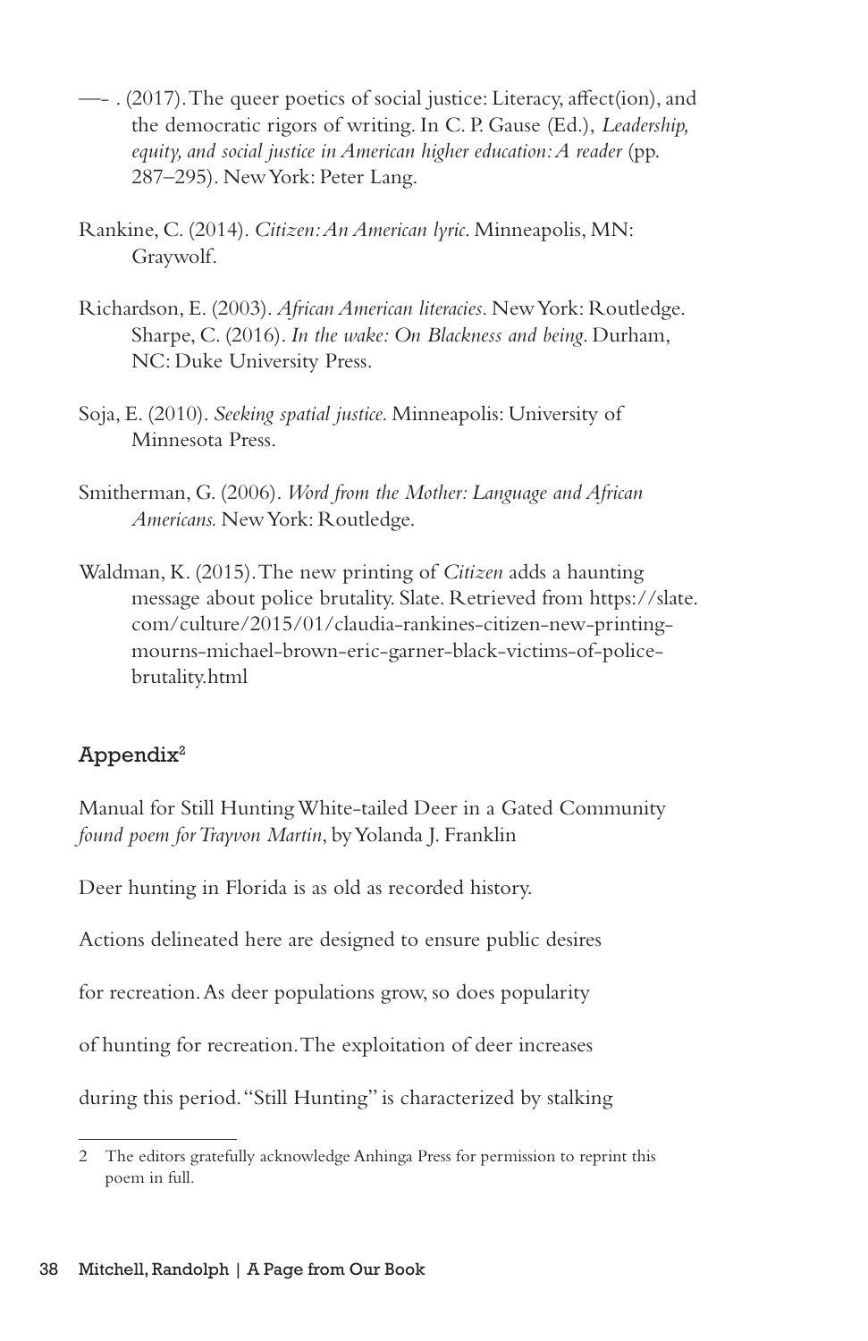—- . (2017). The queer poetics of social justice: Literacy, affect(ion), and the democratic rigors of writing. In C. P. Gause (Ed.), *Leadership, equity, and social justice in American higher education: A reader* (pp. 287–295). New York: Peter Lang.

Rankine, C. (2014). *Citizen: An American lyric*. Minneapolis, MN: Graywolf.

Richardson, E. (2003). *African American literacies*. New York: Routledge. Sharpe, C. (2016). *In the wake: On Blackness and being*. Durham, NC: Duke University Press.

Soja, E. (2010). *Seeking spatial justice*. Minneapolis: University of Minnesota Press.

Smitherman, G. (2006). *Word from the Mother: Language and African Americans*. New York: Routledge.

Waldman, K. (2015). The new printing of *Citizen* adds a haunting message about police brutality. Slate. Retrieved from https://slate.com/culture/2015/01/claudia-rankines-citizen-new-printing-mourns-michael-brown-eric-garner-black-victims-of-police-brutality.html

## Appendix[2]

Manual for Still Hunting White-tailed Deer in a Gated Community
*found poem for Trayvon Martin*, by Yolanda J. Franklin

Deer hunting in Florida is as old as recorded history.

Actions delineated here are designed to ensure public desires

for recreation. As deer populations grow, so does popularity

of hunting for recreation. The exploitation of deer increases

during this period. "Still Hunting" is characterized by stalking

[2] The editors gratefully acknowledge Anhinga Press for permission to reprint this poem in full.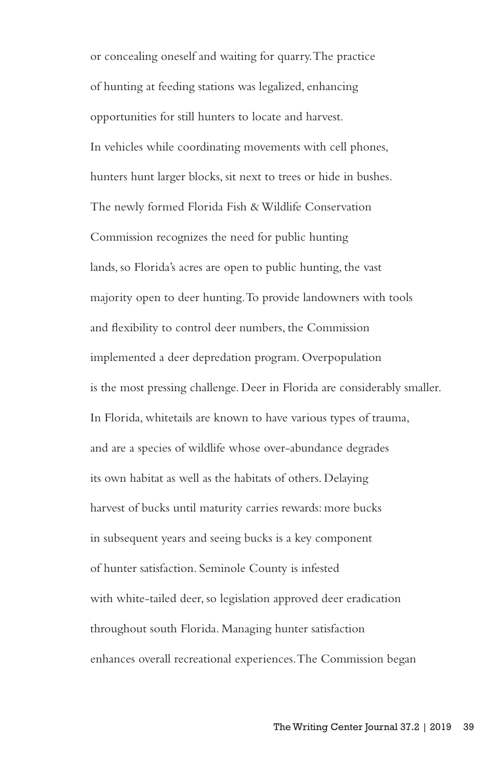or concealing oneself and waiting for quarry. The practice

of hunting at feeding stations was legalized, enhancing

opportunities for still hunters to locate and harvest.

In vehicles while coordinating movements with cell phones,

hunters hunt larger blocks, sit next to trees or hide in bushes.

The newly formed Florida Fish & Wildlife Conservation

Commission recognizes the need for public hunting

lands, so Florida's acres are open to public hunting, the vast

majority open to deer hunting. To provide landowners with tools

and flexibility to control deer numbers, the Commission

implemented a deer depredation program. Overpopulation

is the most pressing challenge. Deer in Florida are considerably smaller.

In Florida, whitetails are known to have various types of trauma,

and are a species of wildlife whose over-abundance degrades

its own habitat as well as the habitats of others. Delaying

harvest of bucks until maturity carries rewards: more bucks

in subsequent years and seeing bucks is a key component

of hunter satisfaction. Seminole County is infested

with white-tailed deer, so legislation approved deer eradication

throughout south Florida. Managing hunter satisfaction

enhances overall recreational experiences. The Commission began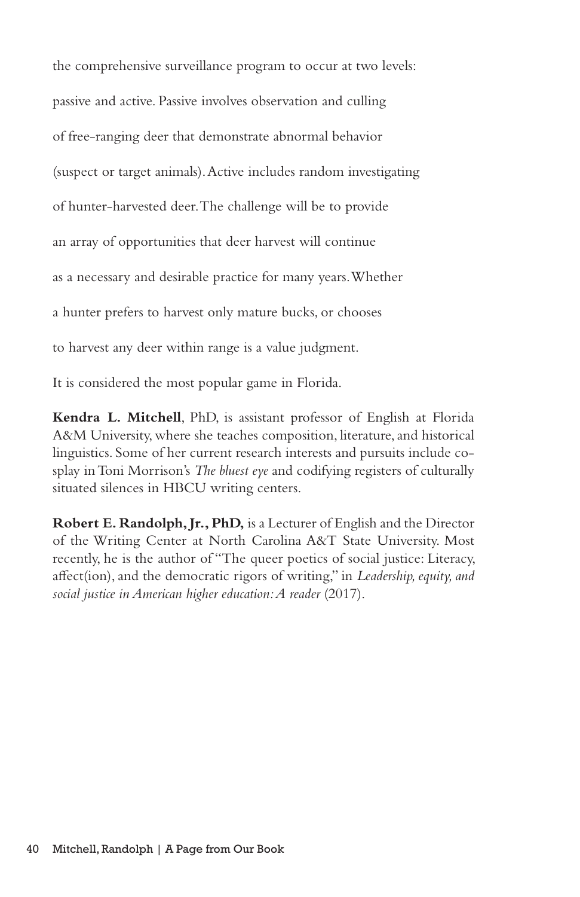the comprehensive surveillance program to occur at two levels:

passive and active. Passive involves observation and culling

of free-ranging deer that demonstrate abnormal behavior

(suspect or target animals). Active includes random investigating

of hunter-harvested deer. The challenge will be to provide

an array of opportunities that deer harvest will continue

as a necessary and desirable practice for many years. Whether

a hunter prefers to harvest only mature bucks, or chooses

to harvest any deer within range is a value judgment.

It is considered the most popular game in Florida.

**Kendra L. Mitchell**, PhD, is assistant professor of English at Florida A&M University, where she teaches composition, literature, and historical linguistics. Some of her current research interests and pursuits include co-splay in Toni Morrison's *The bluest eye* and codifying registers of culturally situated silences in HBCU writing centers.

**Robert E. Randolph, Jr., PhD,** is a Lecturer of English and the Director of the Writing Center at North Carolina A&T State University. Most recently, he is the author of "The queer poetics of social justice: Literacy, affect(ion), and the democratic rigors of writing," in *Leadership, equity, and social justice in American higher education: A reader* (2017).